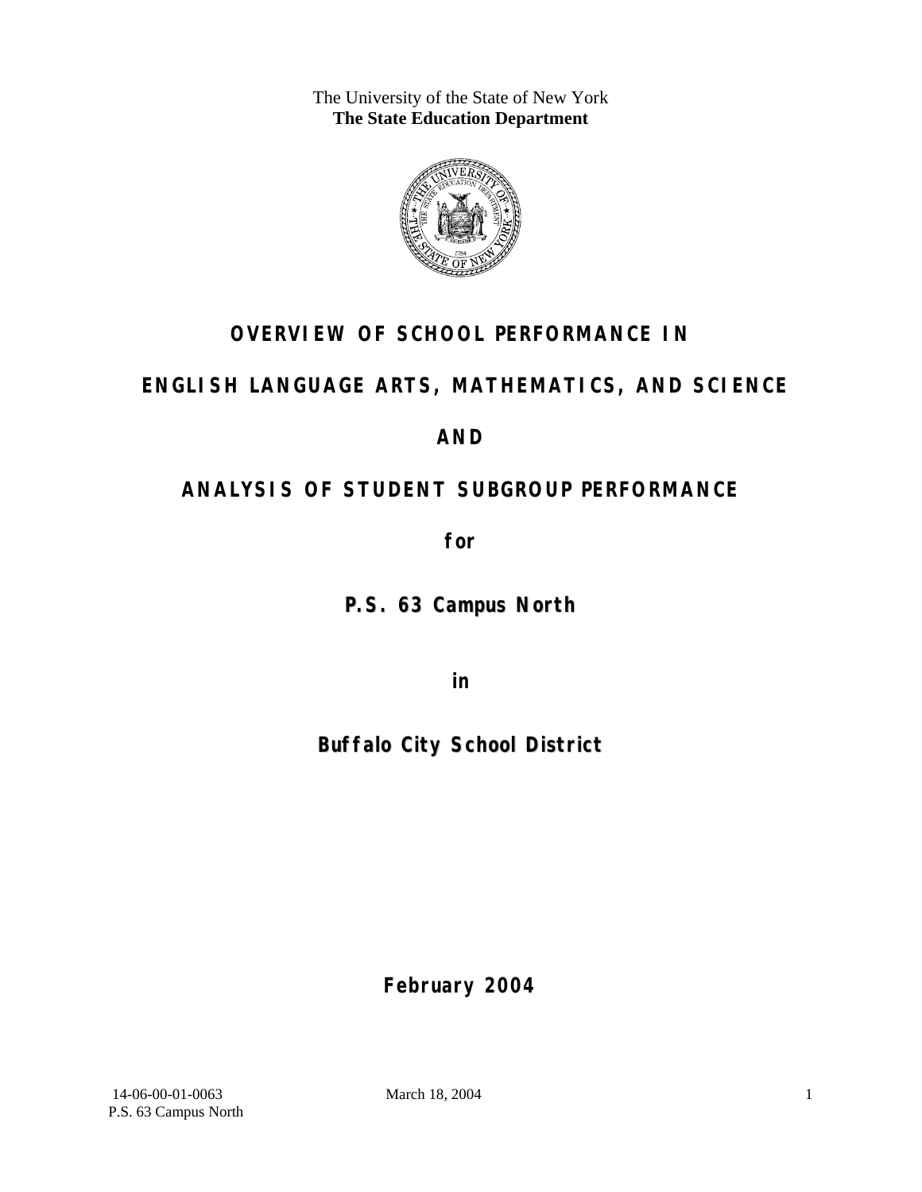The University of the State of New York
**The State Education Department**

# OVERVIEW OF SCHOOL PERFORMANCE IN

# ENGLISH LANGUAGE ARTS, MATHEMATICS, AND SCIENCE

# AND

# ANALYSIS OF STUDENT SUBGROUP PERFORMANCE

**for**

**P.S. 63 Campus North**

**in**

**Buffalo City School District**

**February 2004**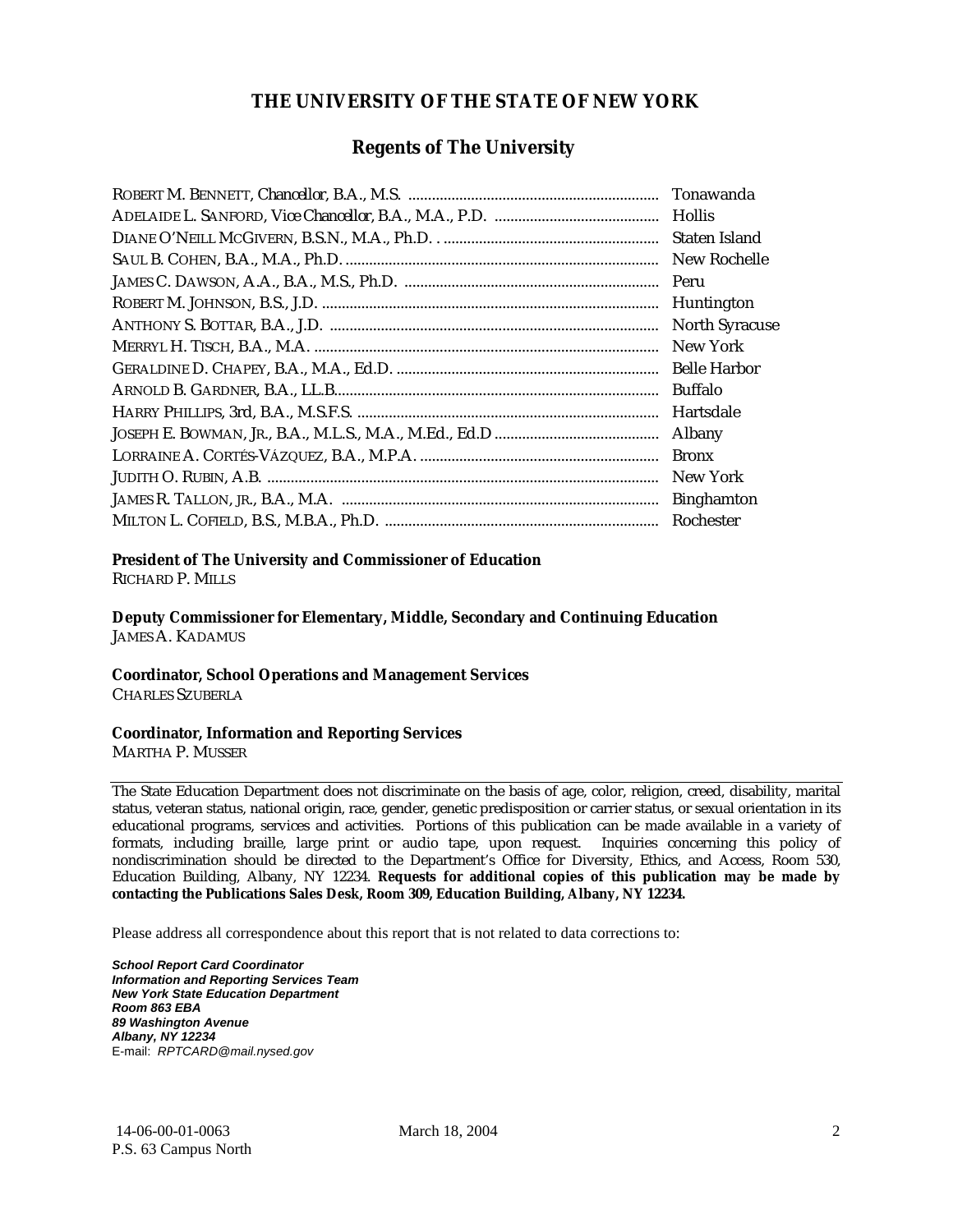# THE UNIVERSITY OF THE STATE OF NEW YORK

## Regents of The University

| | |
|---|---|
| ROBERT M. BENNETT, *Chancellor*, B.A., M.S. | Tonawanda |
| ADELAIDE L. SANFORD, *Vice Chancellor*, B.A., M.A., P.D. | Hollis |
| DIANE O'NEILL MCGIVERN, B.S.N., M.A., Ph.D. | Staten Island |
| SAUL B. COHEN, B.A., M.A., Ph.D. | New Rochelle |
| JAMES C. DAWSON, A.A., B.A., M.S., Ph.D. | Peru |
| ROBERT M. JOHNSON, B.S., J.D. | Huntington |
| ANTHONY S. BOTTAR, B.A., J.D. | North Syracuse |
| MERRYL H. TISCH, B.A., M.A. | New York |
| GERALDINE D. CHAPEY, B.A., M.A., Ed.D. | Belle Harbor |
| ARNOLD B. GARDNER, B.A., LL.B. | Buffalo |
| HARRY PHILLIPS, 3rd, B.A., M.S.F.S. | Hartsdale |
| JOSEPH E. BOWMAN, JR., B.A., M.L.S., M.A., M.Ed., Ed.D | Albany |
| LORRAINE A. CORTÉS-VÁZQUEZ, B.A., M.P.A. | Bronx |
| JUDITH O. RUBIN, A.B. | New York |
| JAMES R. TALLON, JR., B.A., M.A. | Binghamton |
| MILTON L. COFIELD, B.S., M.B.A., Ph.D. | Rochester |

**President of The University and Commissioner of Education**
RICHARD P. MILLS

**Deputy Commissioner for Elementary, Middle, Secondary and Continuing Education**
JAMES A. KADAMUS

**Coordinator, School Operations and Management Services**
CHARLES SZUBERLA

**Coordinator, Information and Reporting Services**
MARTHA P. MUSSER

---

The State Education Department does not discriminate on the basis of age, color, religion, creed, disability, marital status, veteran status, national origin, race, gender, genetic predisposition or carrier status, or sexual orientation in its educational programs, services and activities. Portions of this publication can be made available in a variety of formats, including braille, large print or audio tape, upon request. Inquiries concerning this policy of nondiscrimination should be directed to the Department's Office for Diversity, Ethics, and Access, Room 530, Education Building, Albany, NY 12234. **Requests for additional copies of this publication may be made by contacting the Publications Sales Desk, Room 309, Education Building, Albany, NY 12234.**

Please address all correspondence about this report that is not related to data corrections to:

***School Report Card Coordinator***
***Information and Reporting Services Team***
***New York State Education Department***
***Room 863 EBA***
***89 Washington Avenue***
***Albany, NY 12234***
E-mail: *RPTCARD@mail.nysed.gov*

14-06-00-01-0063
P.S. 63 Campus North
March 18, 2004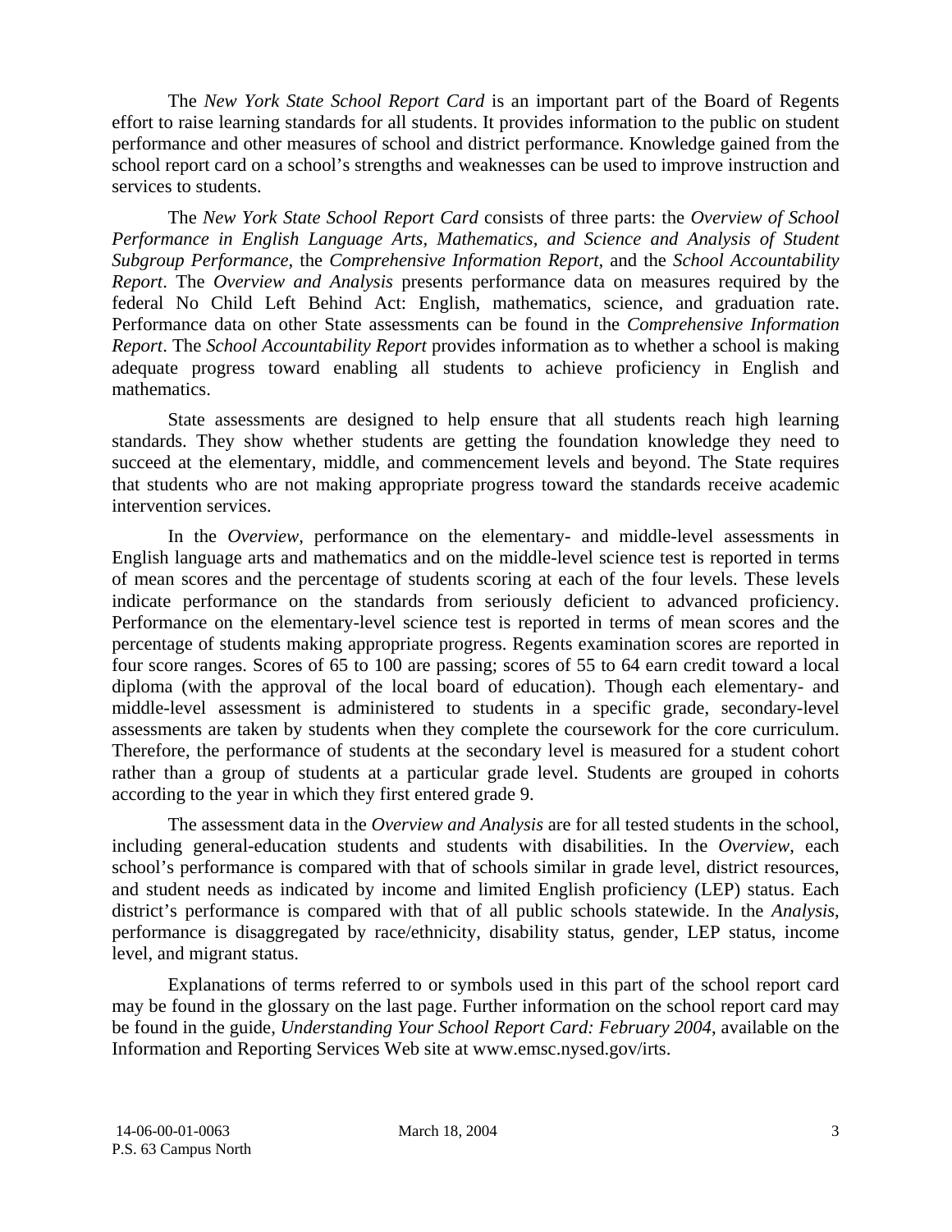The *New York State School Report Card* is an important part of the Board of Regents effort to raise learning standards for all students. It provides information to the public on student performance and other measures of school and district performance. Knowledge gained from the school report card on a school's strengths and weaknesses can be used to improve instruction and services to students.

The *New York State School Report Card* consists of three parts: the *Overview of School Performance in English Language Arts, Mathematics, and Science and Analysis of Student Subgroup Performance,* the *Comprehensive Information Report,* and the *School Accountability Report*. The *Overview and Analysis* presents performance data on measures required by the federal No Child Left Behind Act: English, mathematics, science, and graduation rate. Performance data on other State assessments can be found in the *Comprehensive Information Report*. The *School Accountability Report* provides information as to whether a school is making adequate progress toward enabling all students to achieve proficiency in English and mathematics.

State assessments are designed to help ensure that all students reach high learning standards. They show whether students are getting the foundation knowledge they need to succeed at the elementary, middle, and commencement levels and beyond. The State requires that students who are not making appropriate progress toward the standards receive academic intervention services.

In the *Overview*, performance on the elementary- and middle-level assessments in English language arts and mathematics and on the middle-level science test is reported in terms of mean scores and the percentage of students scoring at each of the four levels. These levels indicate performance on the standards from seriously deficient to advanced proficiency. Performance on the elementary-level science test is reported in terms of mean scores and the percentage of students making appropriate progress. Regents examination scores are reported in four score ranges. Scores of 65 to 100 are passing; scores of 55 to 64 earn credit toward a local diploma (with the approval of the local board of education). Though each elementary- and middle-level assessment is administered to students in a specific grade, secondary-level assessments are taken by students when they complete the coursework for the core curriculum. Therefore, the performance of students at the secondary level is measured for a student cohort rather than a group of students at a particular grade level. Students are grouped in cohorts according to the year in which they first entered grade 9.

The assessment data in the *Overview and Analysis* are for all tested students in the school, including general-education students and students with disabilities. In the *Overview*, each school's performance is compared with that of schools similar in grade level, district resources, and student needs as indicated by income and limited English proficiency (LEP) status. Each district's performance is compared with that of all public schools statewide. In the *Analysis*, performance is disaggregated by race/ethnicity, disability status, gender, LEP status, income level, and migrant status.

Explanations of terms referred to or symbols used in this part of the school report card may be found in the glossary on the last page. Further information on the school report card may be found in the guide, *Understanding Your School Report Card: February 2004*, available on the Information and Reporting Services Web site at www.emsc.nysed.gov/irts.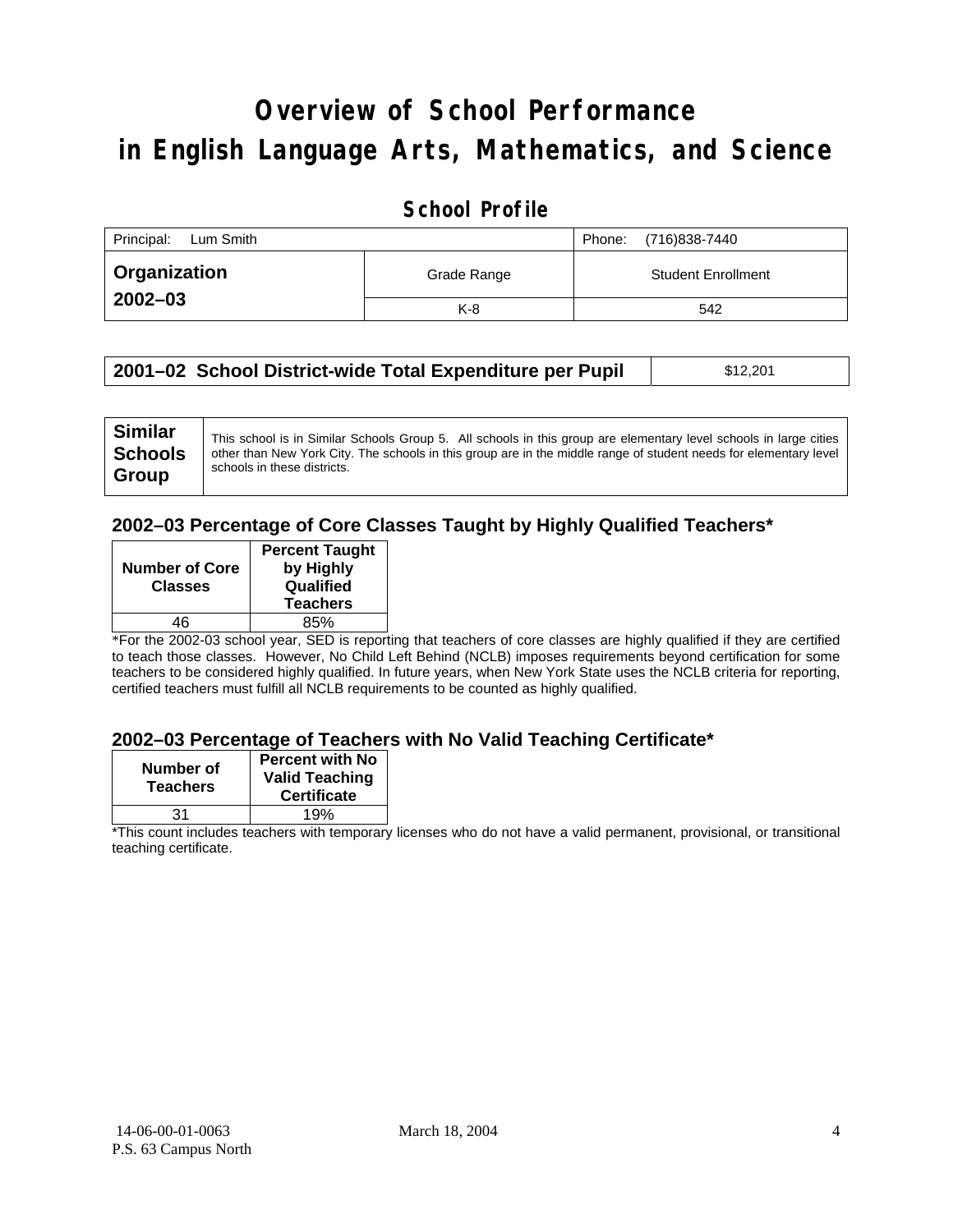# Overview of School Performance in English Language Arts, Mathematics, and Science

## School Profile

| Principal: Lum Smith | | Phone: (716)838-7440 |
|---|---|---|
| **Organization 2002–03** | Grade Range | Student Enrollment |
| | K-8 | 542 |

| **2001–02 School District-wide Total Expenditure per Pupil** | $12,201 |
|---|---|

| **Similar Schools Group** | This school is in Similar Schools Group 5. All schools in this group are elementary level schools in large cities other than New York City. The schools in this group are in the middle range of student needs for elementary level schools in these districts. |
|---|---|

### 2002–03 Percentage of Core Classes Taught by Highly Qualified Teachers*

| Number of Core Classes | Percent Taught by Highly Qualified Teachers |
|---|---|
| 46 | 85% |

*For the 2002-03 school year, SED is reporting that teachers of core classes are highly qualified if they are certified to teach those classes. However, No Child Left Behind (NCLB) imposes requirements beyond certification for some teachers to be considered highly qualified. In future years, when New York State uses the NCLB criteria for reporting, certified teachers must fulfill all NCLB requirements to be counted as highly qualified.

### 2002–03 Percentage of Teachers with No Valid Teaching Certificate*

| Number of Teachers | Percent with No Valid Teaching Certificate |
|---|---|
| 31 | 19% |

*This count includes teachers with temporary licenses who do not have a valid permanent, provisional, or transitional teaching certificate.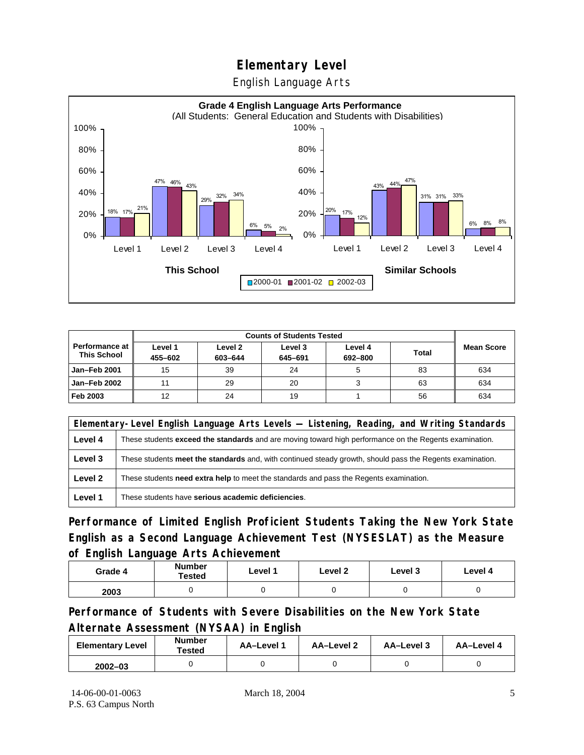# Elementary Level

English Language Arts

**Grade 4 English Language Arts Performance**
(All Students: General Education and Students with Disabilities)

| | This School 2000-01 | This School 2001-02 | This School 2002-03 | Similar Schools 2000-01 | Similar Schools 2001-02 | Similar Schools 2002-03 |
|---|---|---|---|---|---|---|
| Level 1 | 18% | 17% | 21% | 20% | 17% | 12% |
| Level 2 | 47% | 46% | 43% | 43% | 44% | 47% |
| Level 3 | 29% | 32% | 34% | 31% | 31% | 33% |
| Level 4 | 6% | 5% | 2% | 6% | 8% | 8% |

| Performance at This School | Counts of Students Tested | | | | | Mean Score |
|---|---|---|---|---|---|---|
| | Level 1 455–602 | Level 2 603–644 | Level 3 645–691 | Level 4 692–800 | Total | |
| Jan–Feb 2001 | 15 | 39 | 24 | 5 | 83 | 634 |
| Jan–Feb 2002 | 11 | 29 | 20 | 3 | 63 | 634 |
| Feb 2003 | 12 | 24 | 19 | 1 | 56 | 634 |

| Elementary-Level English Language Arts Levels — Listening, Reading, and Writing Standards | |
|---|---|
| Level 4 | These students **exceed the standards** and are moving toward high performance on the Regents examination. |
| Level 3 | These students **meet the standards** and, with continued steady growth, should pass the Regents examination. |
| Level 2 | These students **need extra help** to meet the standards and pass the Regents examination. |
| Level 1 | These students have **serious academic deficiencies**. |

## Performance of Limited English Proficient Students Taking the New York State English as a Second Language Achievement Test (NYSESLAT) as the Measure of English Language Arts Achievement

| Grade 4 | Number Tested | Level 1 | Level 2 | Level 3 | Level 4 |
|---|---|---|---|---|---|
| 2003 | 0 | 0 | 0 | 0 | 0 |

## Performance of Students with Severe Disabilities on the New York State Alternate Assessment (NYSAA) in English

| Elementary Level | Number Tested | AA–Level 1 | AA–Level 2 | AA–Level 3 | AA–Level 4 |
|---|---|---|---|---|---|
| 2002–03 | 0 | 0 | 0 | 0 | 0 |

14-06-00-01-0063
P.S. 63 Campus North

March 18, 2004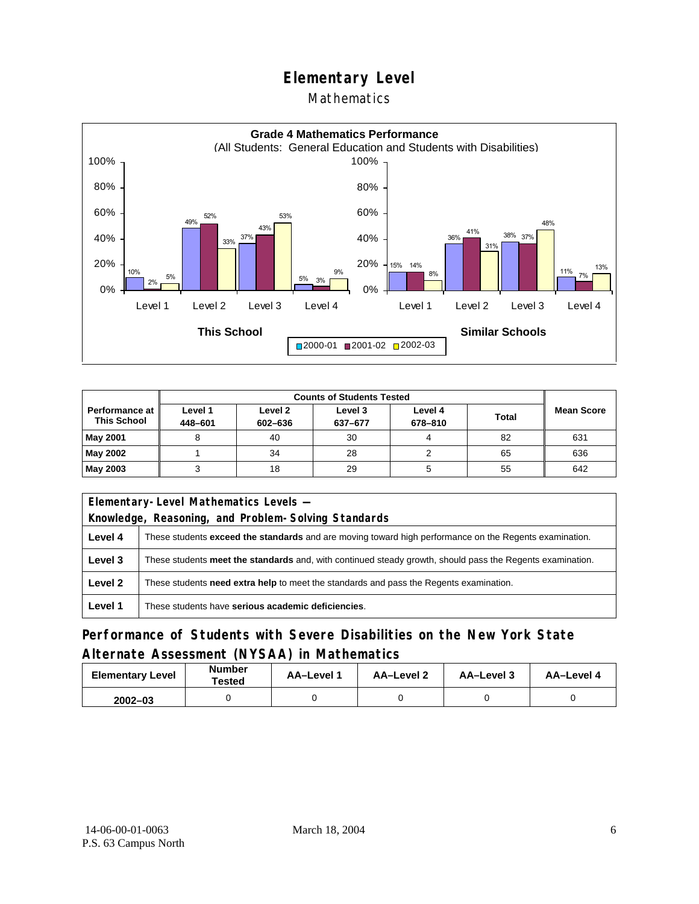# Elementary Level

Mathematics

**Grade 4 Mathematics Performance**
(All Students: General Education and Students with Disabilities)

| | This School 2000-01 | This School 2001-02 | This School 2002-03 | Similar Schools 2000-01 | Similar Schools 2001-02 | Similar Schools 2002-03 |
|---|---|---|---|---|---|---|
| Level 1 | 10% | 2% | 5% | 15% | 14% | 8% |
| Level 2 | 49% | 52% | 33% | 36% | 41% | 31% |
| Level 3 | 37% | 43% | 53% | 38% | 37% | 48% |
| Level 4 | 5% | 3% | 9% | 11% | 7% | 13% |

| Performance at This School | Counts of Students Tested | | | | | Mean Score |
|---|---|---|---|---|---|---|
| | Level 1 448–601 | Level 2 602–636 | Level 3 637–677 | Level 4 678–810 | Total | |
| May 2001 | 8 | 40 | 30 | 4 | 82 | 631 |
| May 2002 | 1 | 34 | 28 | 2 | 65 | 636 |
| May 2003 | 3 | 18 | 29 | 5 | 55 | 642 |

| Elementary-Level Mathematics Levels — Knowledge, Reasoning, and Problem-Solving Standards | |
|---|---|
| Level 4 | These students **exceed the standards** and are moving toward high performance on the Regents examination. |
| Level 3 | These students **meet the standards** and, with continued steady growth, should pass the Regents examination. |
| Level 2 | These students **need extra help** to meet the standards and pass the Regents examination. |
| Level 1 | These students have **serious academic deficiencies**. |

## Performance of Students with Severe Disabilities on the New York State Alternate Assessment (NYSAA) in Mathematics

| Elementary Level | Number Tested | AA–Level 1 | AA–Level 2 | AA–Level 3 | AA–Level 4 |
|---|---|---|---|---|---|
| 2002–03 | 0 | 0 | 0 | 0 | 0 |

14-06-00-01-0063
P.S. 63 Campus North

March 18, 2004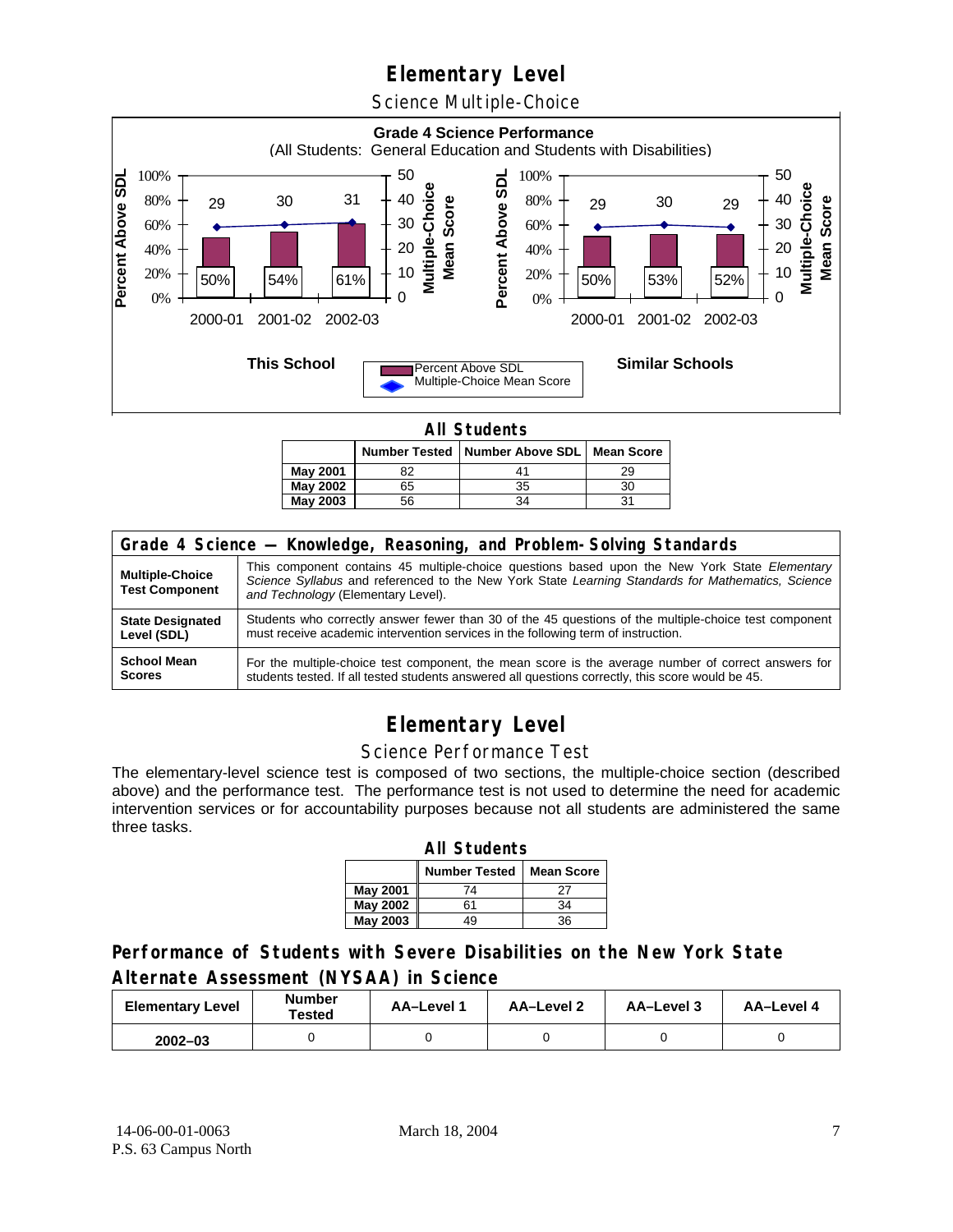# Elementary Level

## Science Multiple-Choice

**Grade 4 Science Performance**
(All Students: General Education and Students with Disabilities)

| | This School | | | Similar Schools | | |
|---|---|---|---|---|---|---|
| | 2000-01 | 2001-02 | 2002-03 | 2000-01 | 2001-02 | 2002-03 |
| Percent Above SDL | 50% | 54% | 61% | 50% | 53% | 52% |
| Multiple-Choice Mean Score | 29 | 30 | 31 | 29 | 30 | 29 |

**All Students**

| | Number Tested | Number Above SDL | Mean Score |
|---|---|---|---|
| May 2001 | 82 | 41 | 29 |
| May 2002 | 65 | 35 | 30 |
| May 2003 | 56 | 34 | 31 |

| Grade 4 Science — Knowledge, Reasoning, and Problem-Solving Standards | |
|---|---|
| **Multiple-Choice Test Component** | This component contains 45 multiple-choice questions based upon the New York State *Elementary Science Syllabus* and referenced to the New York State *Learning Standards for Mathematics, Science and Technology* (Elementary Level). |
| **State Designated Level (SDL)** | Students who correctly answer fewer than 30 of the 45 questions of the multiple-choice test component must receive academic intervention services in the following term of instruction. |
| **School Mean Scores** | For the multiple-choice test component, the mean score is the average number of correct answers for students tested. If all tested students answered all questions correctly, this score would be 45. |

# Elementary Level

## Science Performance Test

The elementary-level science test is composed of two sections, the multiple-choice section (described above) and the performance test. The performance test is not used to determine the need for academic intervention services or for accountability purposes because not all students are administered the same three tasks.

**All Students**

| | Number Tested | Mean Score |
|---|---|---|
| May 2001 | 74 | 27 |
| May 2002 | 61 | 34 |
| May 2003 | 49 | 36 |

### Performance of Students with Severe Disabilities on the New York State Alternate Assessment (NYSAA) in Science

| Elementary Level | Number Tested | AA–Level 1 | AA–Level 2 | AA–Level 3 | AA–Level 4 |
|---|---|---|---|---|---|
| 2002–03 | 0 | 0 | 0 | 0 | 0 |

14-06-00-01-0063
P.S. 63 Campus North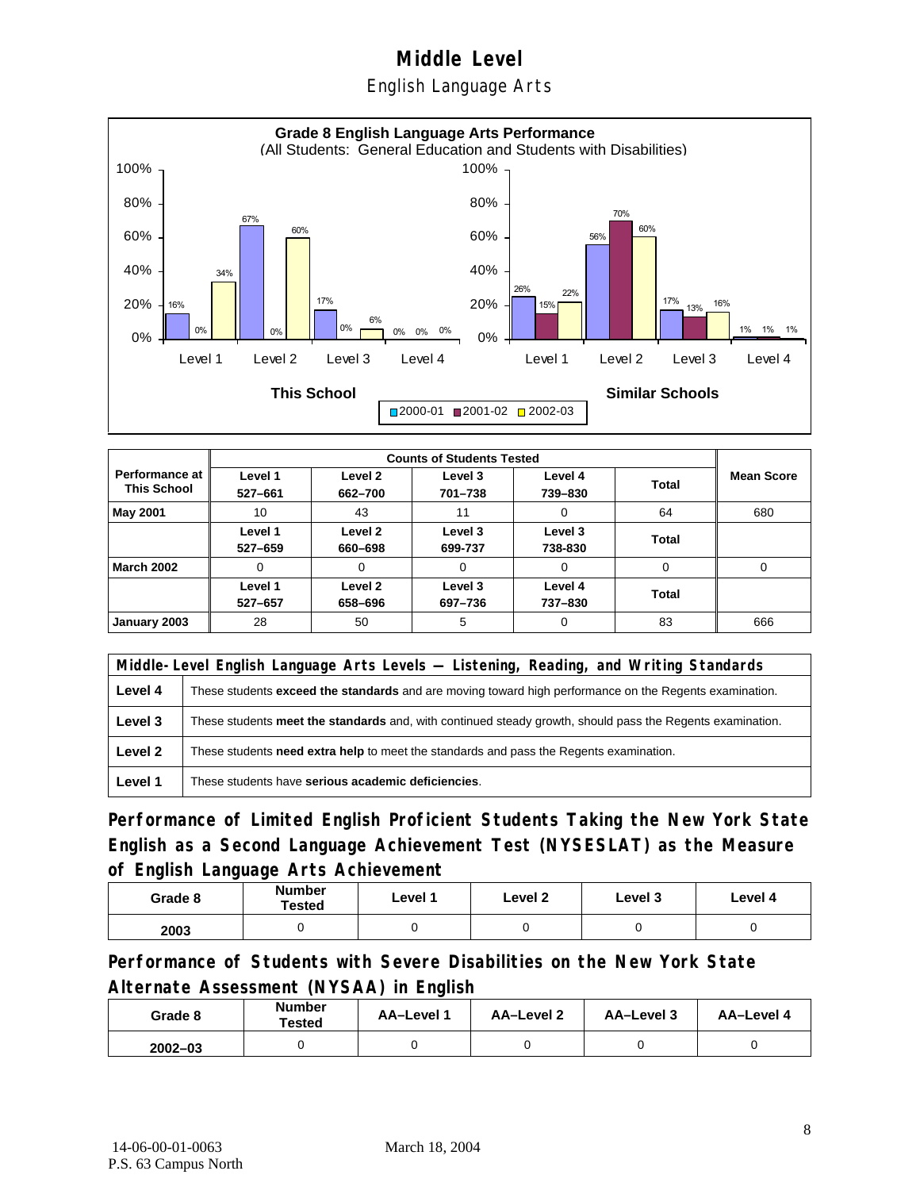# Middle Level

## English Language Arts

**Grade 8 English Language Arts Performance**
(All Students: General Education and Students with Disabilities)

| | Level 1 | Level 2 | Level 3 | Level 4 |
|---|---|---|---|---|
| **This School** 2000-01 | 16% | 67% | 17% | 0% |
| **This School** 2001-02 | 0% | 0% | 0% | 0% |
| **This School** 2002-03 | 34% | 60% | 6% | 0% |
| **Similar Schools** 2000-01 | 26% | 56% | 17% | 1% |
| **Similar Schools** 2001-02 | 15% | 70% | 13% | 1% |
| **Similar Schools** 2002-03 | 22% | 60% | 16% | 1% |

| Performance at This School | Counts of Students Tested | | | | | Mean Score |
|---|---|---|---|---|---|---|
| | Level 1 527–661 | Level 2 662–700 | Level 3 701–738 | Level 4 739–830 | Total | |
| **May 2001** | 10 | 43 | 11 | 0 | 64 | 680 |
| | Level 1 527–659 | Level 2 660–698 | Level 3 699-737 | Level 3 738-830 | Total | |
| **March 2002** | 0 | 0 | 0 | 0 | 0 | 0 |
| | Level 1 527–657 | Level 2 658–696 | Level 3 697–736 | Level 4 737–830 | Total | |
| **January 2003** | 28 | 50 | 5 | 0 | 83 | 666 |

| Middle-Level English Language Arts Levels — Listening, Reading, and Writing Standards | |
|---|---|
| **Level 4** | These students **exceed the standards** and are moving toward high performance on the Regents examination. |
| **Level 3** | These students **meet the standards** and, with continued steady growth, should pass the Regents examination. |
| **Level 2** | These students **need extra help** to meet the standards and pass the Regents examination. |
| **Level 1** | These students have **serious academic deficiencies**. |

### Performance of Limited English Proficient Students Taking the New York State English as a Second Language Achievement Test (NYSESLAT) as the Measure of English Language Arts Achievement

| Grade 8 | Number Tested | Level 1 | Level 2 | Level 3 | Level 4 |
|---|---|---|---|---|---|
| 2003 | 0 | 0 | 0 | 0 | 0 |

### Performance of Students with Severe Disabilities on the New York State Alternate Assessment (NYSAA) in English

| Grade 8 | Number Tested | AA–Level 1 | AA–Level 2 | AA–Level 3 | AA–Level 4 |
|---|---|---|---|---|---|
| 2002–03 | 0 | 0 | 0 | 0 | 0 |

14-06-00-01-0063 March 18, 2004
P.S. 63 Campus North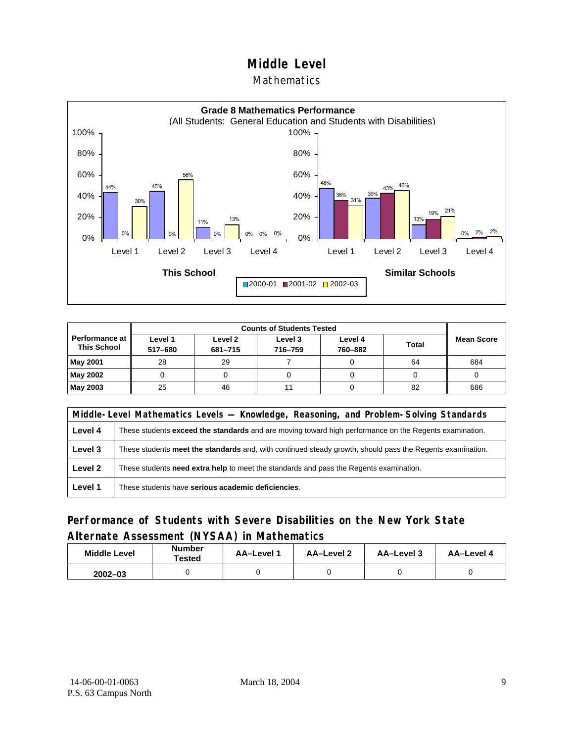# Middle Level

## Mathematics

**Grade 8 Mathematics Performance**
(All Students: General Education and Students with Disabilities)

| | This School 2000-01 | This School 2001-02 | This School 2002-03 | Similar Schools 2000-01 | Similar Schools 2001-02 | Similar Schools 2002-03 |
|---|---|---|---|---|---|---|
| Level 1 | 44% | 0% | 30% | 48% | 36% | 31% |
| Level 2 | 45% | 0% | 56% | 39% | 43% | 46% |
| Level 3 | 11% | 0% | 13% | 13% | 19% | 21% |
| Level 4 | 0% | 0% | 0% | 0% | 2% | 2% |

| Performance at This School | Counts of Students Tested | | | | | Mean Score |
|---|---|---|---|---|---|---|
| | Level 1 517–680 | Level 2 681–715 | Level 3 716–759 | Level 4 760–882 | Total | |
| **May 2001** | 28 | 29 | 7 | 0 | 64 | 684 |
| **May 2002** | 0 | 0 | 0 | 0 | 0 | 0 |
| **May 2003** | 25 | 46 | 11 | 0 | 82 | 686 |

| Middle-Level Mathematics Levels — Knowledge, Reasoning, and Problem-Solving Standards | |
|---|---|
| **Level 4** | These students **exceed the standards** and are moving toward high performance on the Regents examination. |
| **Level 3** | These students **meet the standards** and, with continued steady growth, should pass the Regents examination. |
| **Level 2** | These students **need extra help** to meet the standards and pass the Regents examination. |
| **Level 1** | These students have **serious academic deficiencies**. |

## Performance of Students with Severe Disabilities on the New York State Alternate Assessment (NYSAA) in Mathematics

| Middle Level | Number Tested | AA–Level 1 | AA–Level 2 | AA–Level 3 | AA–Level 4 |
|---|---|---|---|---|---|
| 2002–03 | 0 | 0 | 0 | 0 | 0 |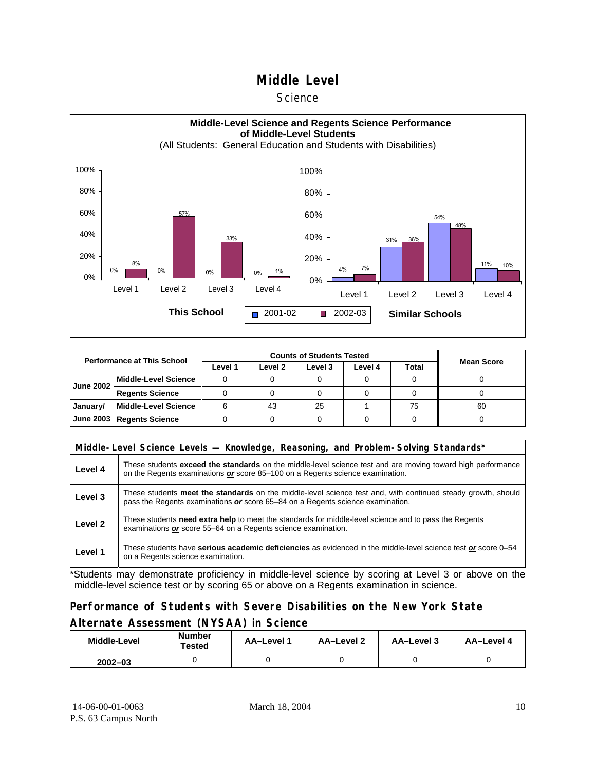# Middle Level

## Science

**Middle-Level Science and Regents Science Performance of Middle-Level Students**
(All Students: General Education and Students with Disabilities)

**This School**

| | 2001-02 | 2002-03 |
|---|---|---|
| Level 1 | 0% | 8% |
| Level 2 | 0% | 57% |
| Level 3 | 0% | 33% |
| Level 4 | 0% | 1% |

**Similar Schools**

| | 2001-02 | 2002-03 |
|---|---|---|
| Level 1 | 4% | 7% |
| Level 2 | 31% | 36% |
| Level 3 | 54% | 48% |
| Level 4 | 11% | 10% |

| Performance at This School | | Counts of Students Tested | | | | | Mean Score |
|---|---|---|---|---|---|---|---|
| | | Level 1 | Level 2 | Level 3 | Level 4 | Total | |
| June 2002 | Middle-Level Science | 0 | 0 | 0 | 0 | 0 | 0 |
| | Regents Science | 0 | 0 | 0 | 0 | 0 | 0 |
| January/ June 2003 | Middle-Level Science | 6 | 43 | 25 | 1 | 75 | 60 |
| | Regents Science | 0 | 0 | 0 | 0 | 0 | 0 |

| Middle-Level Science Levels — Knowledge, Reasoning, and Problem-Solving Standards* | |
|---|---|
| Level 4 | These students **exceed the standards** on the middle-level science test and are moving toward high performance on the Regents examinations ***or*** score 85–100 on a Regents science examination. |
| Level 3 | These students **meet the standards** on the middle-level science test and, with continued steady growth, should pass the Regents examinations ***or*** score 65–84 on a Regents science examination. |
| Level 2 | These students **need extra help** to meet the standards for middle-level science and to pass the Regents examinations ***or*** score 55–64 on a Regents science examination. |
| Level 1 | These students have **serious academic deficiencies** as evidenced in the middle-level science test ***or*** score 0–54 on a Regents science examination. |

*Students may demonstrate proficiency in middle-level science by scoring at Level 3 or above on the middle-level science test or by scoring 65 or above on a Regents examination in science.

## Performance of Students with Severe Disabilities on the New York State Alternate Assessment (NYSAA) in Science

| Middle-Level | Number Tested | AA–Level 1 | AA–Level 2 | AA–Level 3 | AA–Level 4 |
|---|---|---|---|---|---|
| 2002–03 | 0 | 0 | 0 | 0 | 0 |

14-06-00-01-0063
P.S. 63 Campus North

March 18, 2004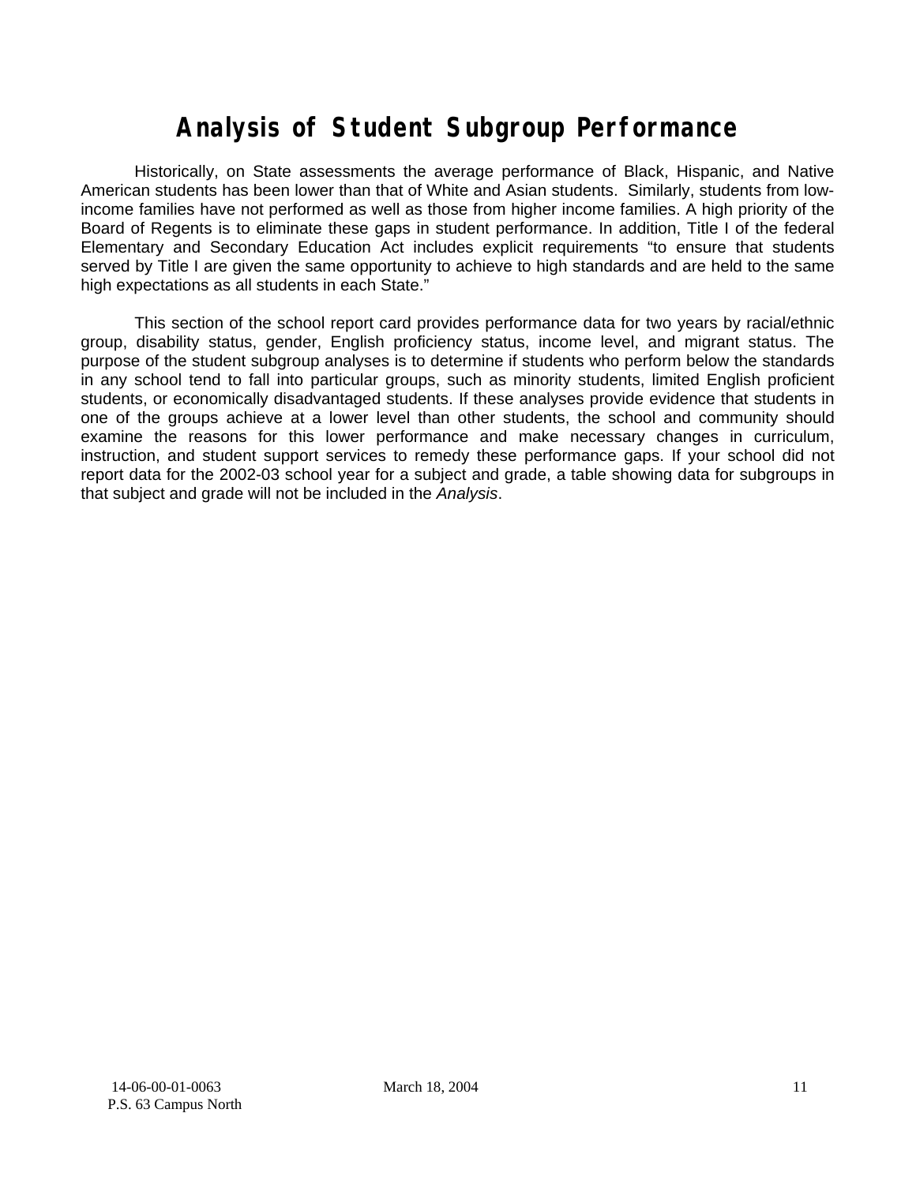# Analysis of Student Subgroup Performance

Historically, on State assessments the average performance of Black, Hispanic, and Native American students has been lower than that of White and Asian students. Similarly, students from low-income families have not performed as well as those from higher income families. A high priority of the Board of Regents is to eliminate these gaps in student performance. In addition, Title I of the federal Elementary and Secondary Education Act includes explicit requirements "to ensure that students served by Title I are given the same opportunity to achieve to high standards and are held to the same high expectations as all students in each State."

This section of the school report card provides performance data for two years by racial/ethnic group, disability status, gender, English proficiency status, income level, and migrant status. The purpose of the student subgroup analyses is to determine if students who perform below the standards in any school tend to fall into particular groups, such as minority students, limited English proficient students, or economically disadvantaged students. If these analyses provide evidence that students in one of the groups achieve at a lower level than other students, the school and community should examine the reasons for this lower performance and make necessary changes in curriculum, instruction, and student support services to remedy these performance gaps. If your school did not report data for the 2002-03 school year for a subject and grade, a table showing data for subgroups in that subject and grade will not be included in the *Analysis*.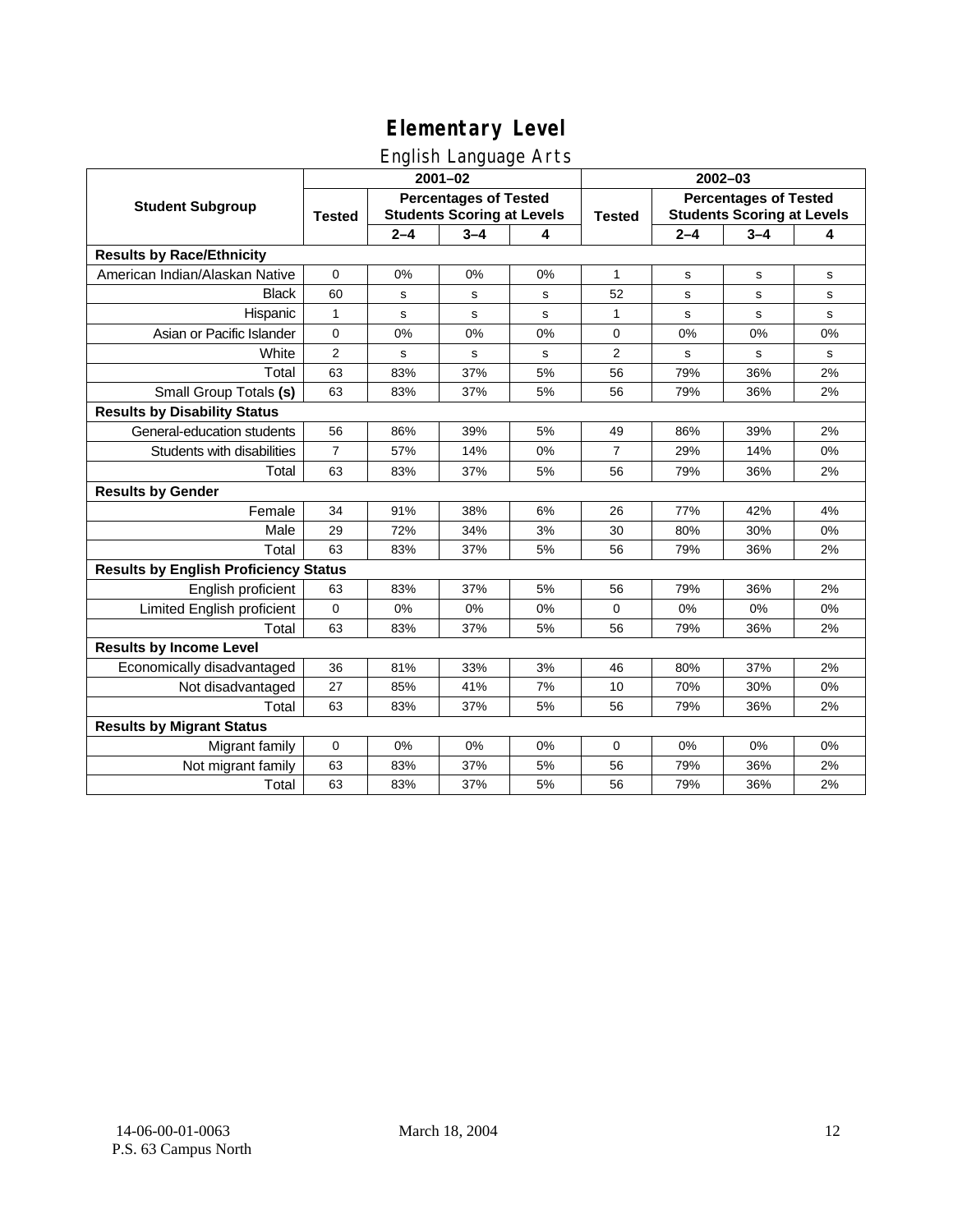# Elementary Level

## English Language Arts

| Student Subgroup | 2001–02 | | | | 2002–03 | | | |
|---|---|---|---|---|---|---|---|---|
| | Tested | Percentages of Tested Students Scoring at Levels | | | Tested | Percentages of Tested Students Scoring at Levels | | |
| | | 2–4 | 3–4 | 4 | | 2–4 | 3–4 | 4 |
| **Results by Race/Ethnicity** | | | | | | | | |
| American Indian/Alaskan Native | 0 | 0% | 0% | 0% | 1 | s | s | s |
| Black | 60 | s | s | s | 52 | s | s | s |
| Hispanic | 1 | s | s | s | 1 | s | s | s |
| Asian or Pacific Islander | 0 | 0% | 0% | 0% | 0 | 0% | 0% | 0% |
| White | 2 | s | s | s | 2 | s | s | s |
| Total | 63 | 83% | 37% | 5% | 56 | 79% | 36% | 2% |
| Small Group Totals **(s)** | 63 | 83% | 37% | 5% | 56 | 79% | 36% | 2% |
| **Results by Disability Status** | | | | | | | | |
| General-education students | 56 | 86% | 39% | 5% | 49 | 86% | 39% | 2% |
| Students with disabilities | 7 | 57% | 14% | 0% | 7 | 29% | 14% | 0% |
| Total | 63 | 83% | 37% | 5% | 56 | 79% | 36% | 2% |
| **Results by Gender** | | | | | | | | |
| Female | 34 | 91% | 38% | 6% | 26 | 77% | 42% | 4% |
| Male | 29 | 72% | 34% | 3% | 30 | 80% | 30% | 0% |
| Total | 63 | 83% | 37% | 5% | 56 | 79% | 36% | 2% |
| **Results by English Proficiency Status** | | | | | | | | |
| English proficient | 63 | 83% | 37% | 5% | 56 | 79% | 36% | 2% |
| Limited English proficient | 0 | 0% | 0% | 0% | 0 | 0% | 0% | 0% |
| Total | 63 | 83% | 37% | 5% | 56 | 79% | 36% | 2% |
| **Results by Income Level** | | | | | | | | |
| Economically disadvantaged | 36 | 81% | 33% | 3% | 46 | 80% | 37% | 2% |
| Not disadvantaged | 27 | 85% | 41% | 7% | 10 | 70% | 30% | 0% |
| Total | 63 | 83% | 37% | 5% | 56 | 79% | 36% | 2% |
| **Results by Migrant Status** | | | | | | | | |
| Migrant family | 0 | 0% | 0% | 0% | 0 | 0% | 0% | 0% |
| Not migrant family | 63 | 83% | 37% | 5% | 56 | 79% | 36% | 2% |
| Total | 63 | 83% | 37% | 5% | 56 | 79% | 36% | 2% |

14-06-00-01-0063
P.S. 63 Campus North

March 18, 2004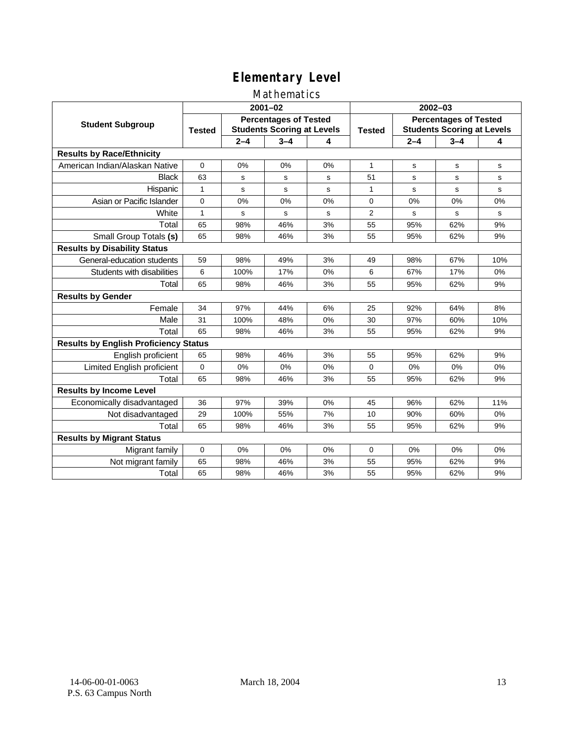# Elementary Level

## Mathematics

| Student Subgroup | 2001–02 | | | | 2002–03 | | | |
|---|---|---|---|---|---|---|---|---|
| | Tested | Percentages of Tested Students Scoring at Levels | | | Tested | Percentages of Tested Students Scoring at Levels | | |
| | | 2–4 | 3–4 | 4 | | 2–4 | 3–4 | 4 |
| **Results by Race/Ethnicity** | | | | | | | | |
| American Indian/Alaskan Native | 0 | 0% | 0% | 0% | 1 | s | s | s |
| Black | 63 | s | s | s | 51 | s | s | s |
| Hispanic | 1 | s | s | s | 1 | s | s | s |
| Asian or Pacific Islander | 0 | 0% | 0% | 0% | 0 | 0% | 0% | 0% |
| White | 1 | s | s | s | 2 | s | s | s |
| Total | 65 | 98% | 46% | 3% | 55 | 95% | 62% | 9% |
| Small Group Totals **(s)** | 65 | 98% | 46% | 3% | 55 | 95% | 62% | 9% |
| **Results by Disability Status** | | | | | | | | |
| General-education students | 59 | 98% | 49% | 3% | 49 | 98% | 67% | 10% |
| Students with disabilities | 6 | 100% | 17% | 0% | 6 | 67% | 17% | 0% |
| Total | 65 | 98% | 46% | 3% | 55 | 95% | 62% | 9% |
| **Results by Gender** | | | | | | | | |
| Female | 34 | 97% | 44% | 6% | 25 | 92% | 64% | 8% |
| Male | 31 | 100% | 48% | 0% | 30 | 97% | 60% | 10% |
| Total | 65 | 98% | 46% | 3% | 55 | 95% | 62% | 9% |
| **Results by English Proficiency Status** | | | | | | | | |
| English proficient | 65 | 98% | 46% | 3% | 55 | 95% | 62% | 9% |
| Limited English proficient | 0 | 0% | 0% | 0% | 0 | 0% | 0% | 0% |
| Total | 65 | 98% | 46% | 3% | 55 | 95% | 62% | 9% |
| **Results by Income Level** | | | | | | | | |
| Economically disadvantaged | 36 | 97% | 39% | 0% | 45 | 96% | 62% | 11% |
| Not disadvantaged | 29 | 100% | 55% | 7% | 10 | 90% | 60% | 0% |
| Total | 65 | 98% | 46% | 3% | 55 | 95% | 62% | 9% |
| **Results by Migrant Status** | | | | | | | | |
| Migrant family | 0 | 0% | 0% | 0% | 0 | 0% | 0% | 0% |
| Not migrant family | 65 | 98% | 46% | 3% | 55 | 95% | 62% | 9% |
| Total | 65 | 98% | 46% | 3% | 55 | 95% | 62% | 9% |

14-06-00-01-0063
P.S. 63 Campus North

March 18, 2004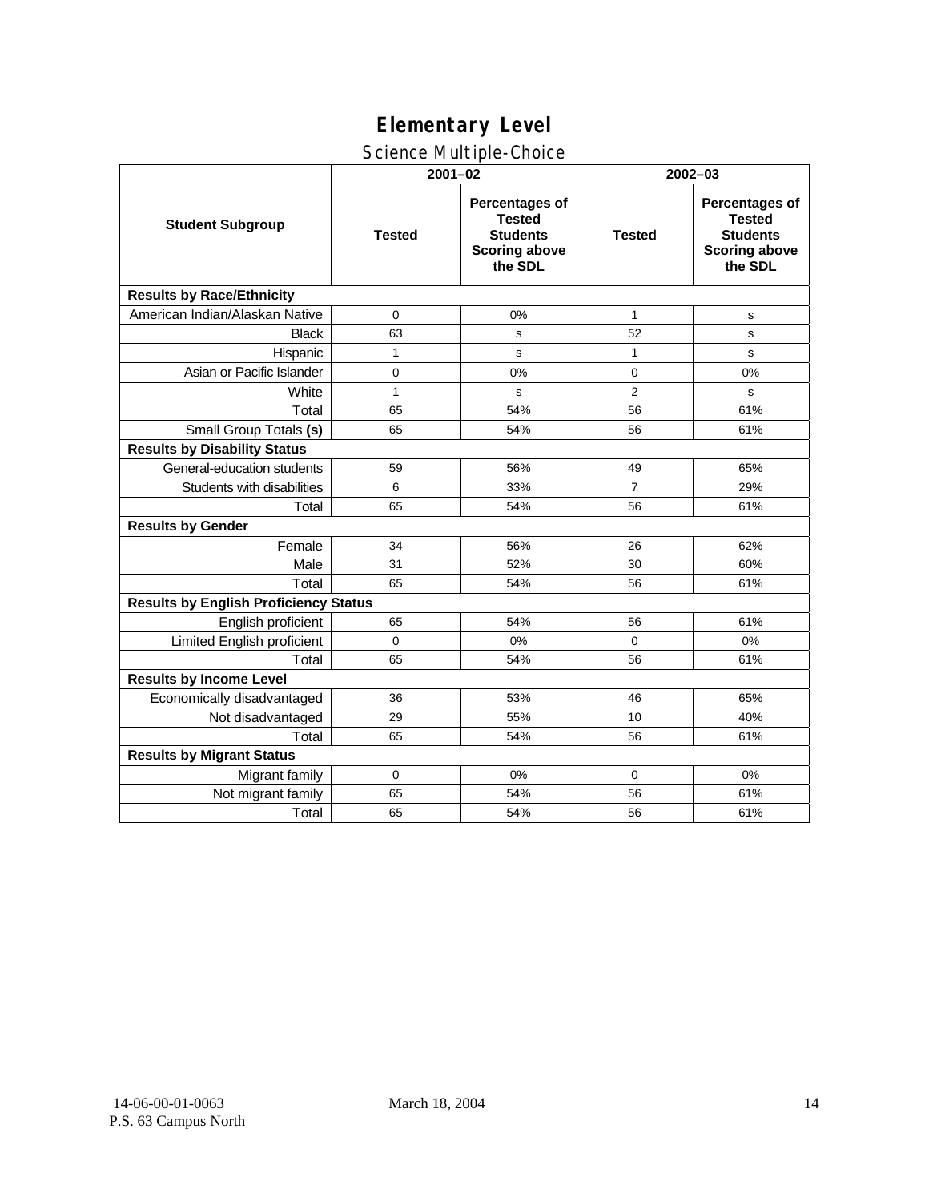# Elementary Level

## Science Multiple-Choice

| Student Subgroup | 2001–02 | | 2002–03 | |
|---|---|---|---|---|
| | Tested | Percentages of Tested Students Scoring above the SDL | Tested | Percentages of Tested Students Scoring above the SDL |
| **Results by Race/Ethnicity** | | | | |
| American Indian/Alaskan Native | 0 | 0% | 1 | s |
| Black | 63 | s | 52 | s |
| Hispanic | 1 | s | 1 | s |
| Asian or Pacific Islander | 0 | 0% | 0 | 0% |
| White | 1 | s | 2 | s |
| Total | 65 | 54% | 56 | 61% |
| Small Group Totals **(s)** | 65 | 54% | 56 | 61% |
| **Results by Disability Status** | | | | |
| General-education students | 59 | 56% | 49 | 65% |
| Students with disabilities | 6 | 33% | 7 | 29% |
| Total | 65 | 54% | 56 | 61% |
| **Results by Gender** | | | | |
| Female | 34 | 56% | 26 | 62% |
| Male | 31 | 52% | 30 | 60% |
| Total | 65 | 54% | 56 | 61% |
| **Results by English Proficiency Status** | | | | |
| English proficient | 65 | 54% | 56 | 61% |
| Limited English proficient | 0 | 0% | 0 | 0% |
| Total | 65 | 54% | 56 | 61% |
| **Results by Income Level** | | | | |
| Economically disadvantaged | 36 | 53% | 46 | 65% |
| Not disadvantaged | 29 | 55% | 10 | 40% |
| Total | 65 | 54% | 56 | 61% |
| **Results by Migrant Status** | | | | |
| Migrant family | 0 | 0% | 0 | 0% |
| Not migrant family | 65 | 54% | 56 | 61% |
| Total | 65 | 54% | 56 | 61% |

14-06-00-01-0063 March 18, 2004
P.S. 63 Campus North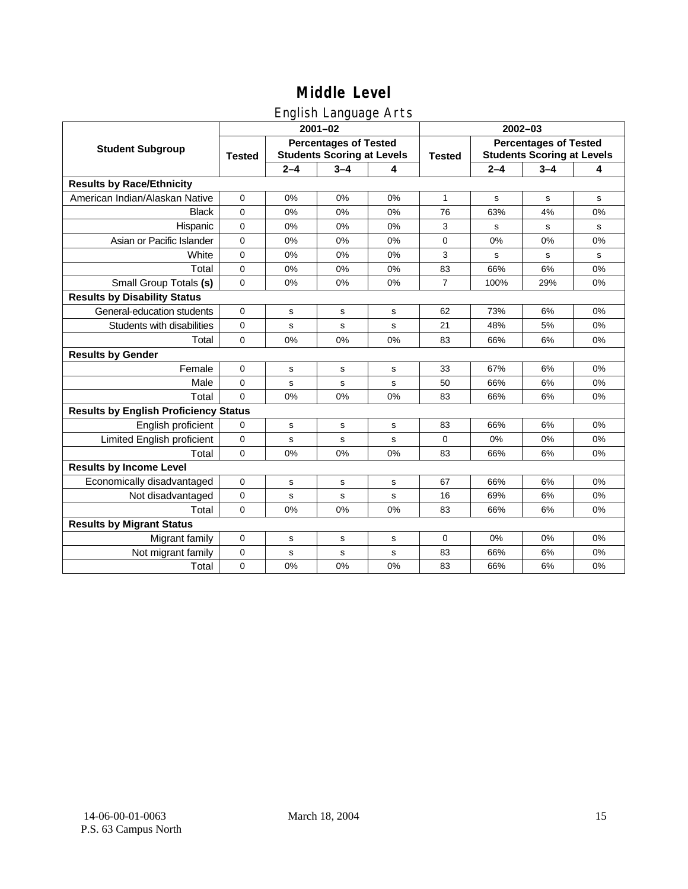# Middle Level

## English Language Arts

| Student Subgroup | 2001–02 | | | | 2002–03 | | | |
|---|---|---|---|---|---|---|---|---|
| | Tested | Percentages of Tested Students Scoring at Levels | | | Tested | Percentages of Tested Students Scoring at Levels | | |
| | | 2–4 | 3–4 | 4 | | 2–4 | 3–4 | 4 |
| **Results by Race/Ethnicity** | | | | | | | | |
| American Indian/Alaskan Native | 0 | 0% | 0% | 0% | 1 | s | s | s |
| Black | 0 | 0% | 0% | 0% | 76 | 63% | 4% | 0% |
| Hispanic | 0 | 0% | 0% | 0% | 3 | s | s | s |
| Asian or Pacific Islander | 0 | 0% | 0% | 0% | 0 | 0% | 0% | 0% |
| White | 0 | 0% | 0% | 0% | 3 | s | s | s |
| Total | 0 | 0% | 0% | 0% | 83 | 66% | 6% | 0% |
| Small Group Totals **(s)** | 0 | 0% | 0% | 0% | 7 | 100% | 29% | 0% |
| **Results by Disability Status** | | | | | | | | |
| General-education students | 0 | s | s | s | 62 | 73% | 6% | 0% |
| Students with disabilities | 0 | s | s | s | 21 | 48% | 5% | 0% |
| Total | 0 | 0% | 0% | 0% | 83 | 66% | 6% | 0% |
| **Results by Gender** | | | | | | | | |
| Female | 0 | s | s | s | 33 | 67% | 6% | 0% |
| Male | 0 | s | s | s | 50 | 66% | 6% | 0% |
| Total | 0 | 0% | 0% | 0% | 83 | 66% | 6% | 0% |
| **Results by English Proficiency Status** | | | | | | | | |
| English proficient | 0 | s | s | s | 83 | 66% | 6% | 0% |
| Limited English proficient | 0 | s | s | s | 0 | 0% | 0% | 0% |
| Total | 0 | 0% | 0% | 0% | 83 | 66% | 6% | 0% |
| **Results by Income Level** | | | | | | | | |
| Economically disadvantaged | 0 | s | s | s | 67 | 66% | 6% | 0% |
| Not disadvantaged | 0 | s | s | s | 16 | 69% | 6% | 0% |
| Total | 0 | 0% | 0% | 0% | 83 | 66% | 6% | 0% |
| **Results by Migrant Status** | | | | | | | | |
| Migrant family | 0 | s | s | s | 0 | 0% | 0% | 0% |
| Not migrant family | 0 | s | s | s | 83 | 66% | 6% | 0% |
| Total | 0 | 0% | 0% | 0% | 83 | 66% | 6% | 0% |

14-06-00-01-0063
P.S. 63 Campus North

March 18, 2004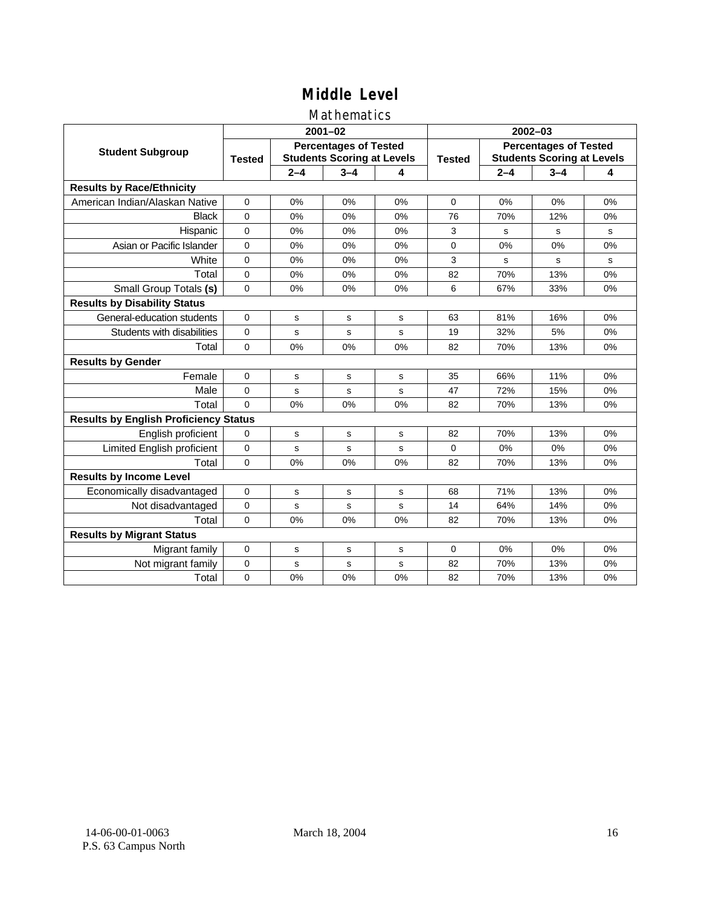# Middle Level

## Mathematics

| Student Subgroup | 2001–02 | | | | 2002–03 | | | |
|---|---|---|---|---|---|---|---|---|
| | Tested | Percentages of Tested Students Scoring at Levels | | | Tested | Percentages of Tested Students Scoring at Levels | | |
| | | 2–4 | 3–4 | 4 | | 2–4 | 3–4 | 4 |
| **Results by Race/Ethnicity** | | | | | | | | |
| American Indian/Alaskan Native | 0 | 0% | 0% | 0% | 0 | 0% | 0% | 0% |
| Black | 0 | 0% | 0% | 0% | 76 | 70% | 12% | 0% |
| Hispanic | 0 | 0% | 0% | 0% | 3 | s | s | s |
| Asian or Pacific Islander | 0 | 0% | 0% | 0% | 0 | 0% | 0% | 0% |
| White | 0 | 0% | 0% | 0% | 3 | s | s | s |
| Total | 0 | 0% | 0% | 0% | 82 | 70% | 13% | 0% |
| Small Group Totals **(s)** | 0 | 0% | 0% | 0% | 6 | 67% | 33% | 0% |
| **Results by Disability Status** | | | | | | | | |
| General-education students | 0 | s | s | s | 63 | 81% | 16% | 0% |
| Students with disabilities | 0 | s | s | s | 19 | 32% | 5% | 0% |
| Total | 0 | 0% | 0% | 0% | 82 | 70% | 13% | 0% |
| **Results by Gender** | | | | | | | | |
| Female | 0 | s | s | s | 35 | 66% | 11% | 0% |
| Male | 0 | s | s | s | 47 | 72% | 15% | 0% |
| Total | 0 | 0% | 0% | 0% | 82 | 70% | 13% | 0% |
| **Results by English Proficiency Status** | | | | | | | | |
| English proficient | 0 | s | s | s | 82 | 70% | 13% | 0% |
| Limited English proficient | 0 | s | s | s | 0 | 0% | 0% | 0% |
| Total | 0 | 0% | 0% | 0% | 82 | 70% | 13% | 0% |
| **Results by Income Level** | | | | | | | | |
| Economically disadvantaged | 0 | s | s | s | 68 | 71% | 13% | 0% |
| Not disadvantaged | 0 | s | s | s | 14 | 64% | 14% | 0% |
| Total | 0 | 0% | 0% | 0% | 82 | 70% | 13% | 0% |
| **Results by Migrant Status** | | | | | | | | |
| Migrant family | 0 | s | s | s | 0 | 0% | 0% | 0% |
| Not migrant family | 0 | s | s | s | 82 | 70% | 13% | 0% |
| Total | 0 | 0% | 0% | 0% | 82 | 70% | 13% | 0% |

14-06-00-01-0063
P.S. 63 Campus North

March 18, 2004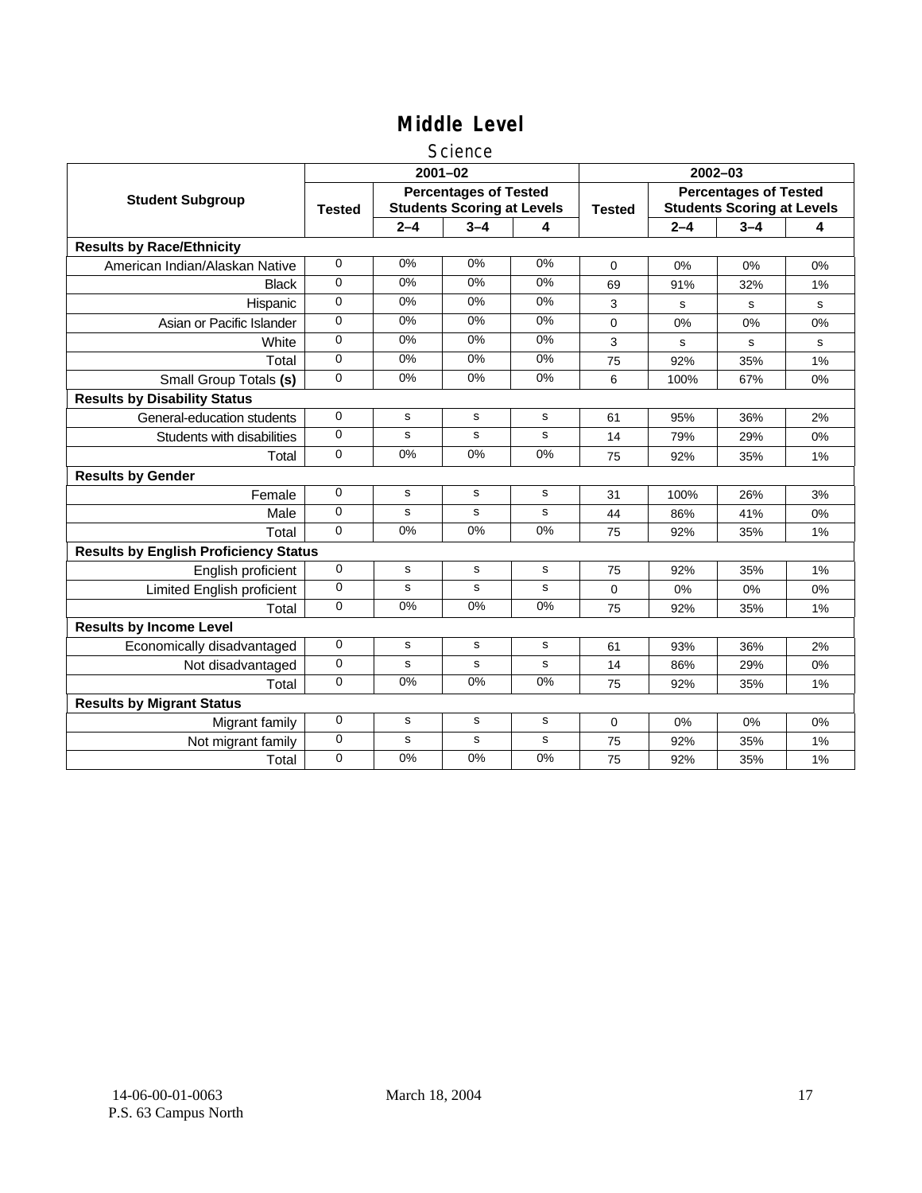# Middle Level

## Science

| Student Subgroup | 2001–02 | | | | 2002–03 | | | |
|---|---|---|---|---|---|---|---|---|
| | Tested | Percentages of Tested Students Scoring at Levels | | | Tested | Percentages of Tested Students Scoring at Levels | | |
| | | 2–4 | 3–4 | 4 | | 2–4 | 3–4 | 4 |
| **Results by Race/Ethnicity** | | | | | | | | |
| American Indian/Alaskan Native | 0 | 0% | 0% | 0% | 0 | 0% | 0% | 0% |
| Black | 0 | 0% | 0% | 0% | 69 | 91% | 32% | 1% |
| Hispanic | 0 | 0% | 0% | 0% | 3 | s | s | s |
| Asian or Pacific Islander | 0 | 0% | 0% | 0% | 0 | 0% | 0% | 0% |
| White | 0 | 0% | 0% | 0% | 3 | s | s | s |
| Total | 0 | 0% | 0% | 0% | 75 | 92% | 35% | 1% |
| Small Group Totals **(s)** | 0 | 0% | 0% | 0% | 6 | 100% | 67% | 0% |
| **Results by Disability Status** | | | | | | | | |
| General-education students | 0 | s | s | s | 61 | 95% | 36% | 2% |
| Students with disabilities | 0 | s | s | s | 14 | 79% | 29% | 0% |
| Total | 0 | 0% | 0% | 0% | 75 | 92% | 35% | 1% |
| **Results by Gender** | | | | | | | | |
| Female | 0 | s | s | s | 31 | 100% | 26% | 3% |
| Male | 0 | s | s | s | 44 | 86% | 41% | 0% |
| Total | 0 | 0% | 0% | 0% | 75 | 92% | 35% | 1% |
| **Results by English Proficiency Status** | | | | | | | | |
| English proficient | 0 | s | s | s | 75 | 92% | 35% | 1% |
| Limited English proficient | 0 | s | s | s | 0 | 0% | 0% | 0% |
| Total | 0 | 0% | 0% | 0% | 75 | 92% | 35% | 1% |
| **Results by Income Level** | | | | | | | | |
| Economically disadvantaged | 0 | s | s | s | 61 | 93% | 36% | 2% |
| Not disadvantaged | 0 | s | s | s | 14 | 86% | 29% | 0% |
| Total | 0 | 0% | 0% | 0% | 75 | 92% | 35% | 1% |
| **Results by Migrant Status** | | | | | | | | |
| Migrant family | 0 | s | s | s | 0 | 0% | 0% | 0% |
| Not migrant family | 0 | s | s | s | 75 | 92% | 35% | 1% |
| Total | 0 | 0% | 0% | 0% | 75 | 92% | 35% | 1% |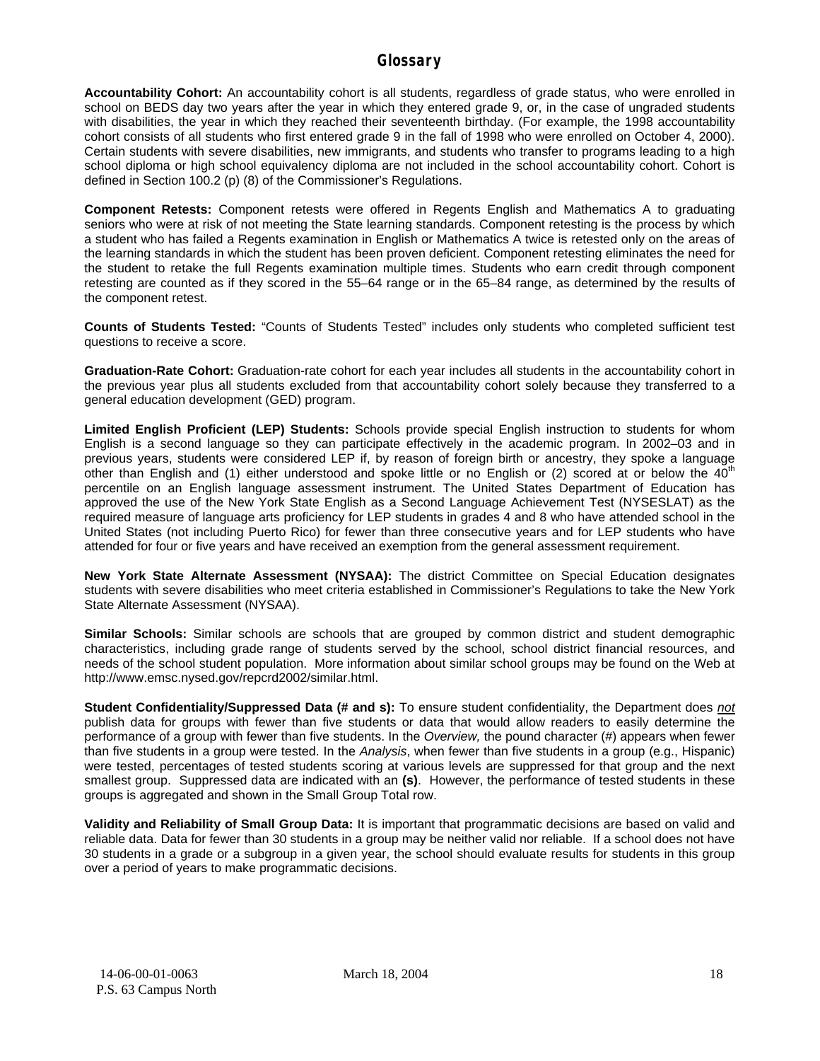# Glossary

**Accountability Cohort:** An accountability cohort is all students, regardless of grade status, who were enrolled in school on BEDS day two years after the year in which they entered grade 9, or, in the case of ungraded students with disabilities, the year in which they reached their seventeenth birthday. (For example, the 1998 accountability cohort consists of all students who first entered grade 9 in the fall of 1998 who were enrolled on October 4, 2000). Certain students with severe disabilities, new immigrants, and students who transfer to programs leading to a high school diploma or high school equivalency diploma are not included in the school accountability cohort. Cohort is defined in Section 100.2 (p) (8) of the Commissioner's Regulations.

**Component Retests:** Component retests were offered in Regents English and Mathematics A to graduating seniors who were at risk of not meeting the State learning standards. Component retesting is the process by which a student who has failed a Regents examination in English or Mathematics A twice is retested only on the areas of the learning standards in which the student has been proven deficient. Component retesting eliminates the need for the student to retake the full Regents examination multiple times. Students who earn credit through component retesting are counted as if they scored in the 55–64 range or in the 65–84 range, as determined by the results of the component retest.

**Counts of Students Tested:** "Counts of Students Tested" includes only students who completed sufficient test questions to receive a score.

**Graduation-Rate Cohort:** Graduation-rate cohort for each year includes all students in the accountability cohort in the previous year plus all students excluded from that accountability cohort solely because they transferred to a general education development (GED) program.

**Limited English Proficient (LEP) Students:** Schools provide special English instruction to students for whom English is a second language so they can participate effectively in the academic program. In 2002–03 and in previous years, students were considered LEP if, by reason of foreign birth or ancestry, they spoke a language other than English and (1) either understood and spoke little or no English or (2) scored at or below the 40th percentile on an English language assessment instrument. The United States Department of Education has approved the use of the New York State English as a Second Language Achievement Test (NYSESLAT) as the required measure of language arts proficiency for LEP students in grades 4 and 8 who have attended school in the United States (not including Puerto Rico) for fewer than three consecutive years and for LEP students who have attended for four or five years and have received an exemption from the general assessment requirement.

**New York State Alternate Assessment (NYSAA):** The district Committee on Special Education designates students with severe disabilities who meet criteria established in Commissioner's Regulations to take the New York State Alternate Assessment (NYSAA).

**Similar Schools:** Similar schools are schools that are grouped by common district and student demographic characteristics, including grade range of students served by the school, school district financial resources, and needs of the school student population. More information about similar school groups may be found on the Web at http://www.emsc.nysed.gov/repcrd2002/similar.html.

**Student Confidentiality/Suppressed Data (# and s):** To ensure student confidentiality, the Department does *not* publish data for groups with fewer than five students or data that would allow readers to easily determine the performance of a group with fewer than five students. In the *Overview,* the pound character (#) appears when fewer than five students in a group were tested. In the *Analysis*, when fewer than five students in a group (e.g., Hispanic) were tested, percentages of tested students scoring at various levels are suppressed for that group and the next smallest group. Suppressed data are indicated with an **(s)**. However, the performance of tested students in these groups is aggregated and shown in the Small Group Total row.

**Validity and Reliability of Small Group Data:** It is important that programmatic decisions are based on valid and reliable data. Data for fewer than 30 students in a group may be neither valid nor reliable. If a school does not have 30 students in a grade or a subgroup in a given year, the school should evaluate results for students in this group over a period of years to make programmatic decisions.